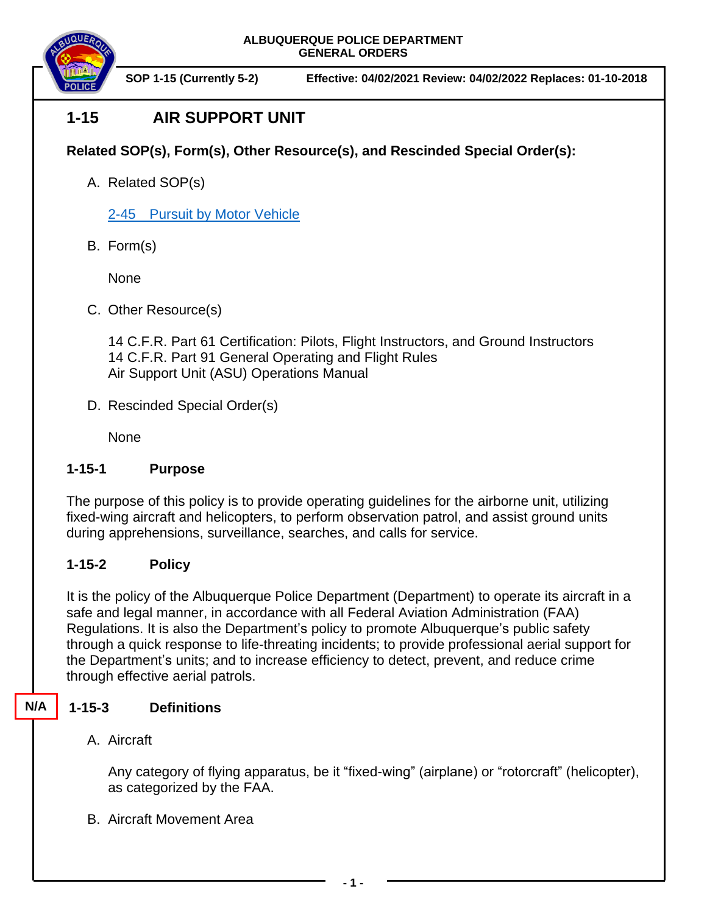**ALBUQUERQUE POLICE DEPARTMENT**
**GENERAL ORDERS**

**SOP 1-15 (Currently 5-2)** **Effective: 04/02/2021 Review: 04/02/2022 Replaces: 01-10-2018**

# 1-15 AIR SUPPORT UNIT

**Related SOP(s), Form(s), Other Resource(s), and Rescinded Special Order(s):**

A. Related SOP(s)

2-45 Pursuit by Motor Vehicle

B. Form(s)

None

C. Other Resource(s)

14 C.F.R. Part 61 Certification: Pilots, Flight Instructors, and Ground Instructors
14 C.F.R. Part 91 General Operating and Flight Rules
Air Support Unit (ASU) Operations Manual

D. Rescinded Special Order(s)

None

## 1-15-1 Purpose

The purpose of this policy is to provide operating guidelines for the airborne unit, utilizing fixed-wing aircraft and helicopters, to perform observation patrol, and assist ground units during apprehensions, surveillance, searches, and calls for service.

## 1-15-2 Policy

It is the policy of the Albuquerque Police Department (Department) to operate its aircraft in a safe and legal manner, in accordance with all Federal Aviation Administration (FAA) Regulations. It is also the Department's policy to promote Albuquerque's public safety through a quick response to life-threating incidents; to provide professional aerial support for the Department's units; and to increase efficiency to detect, prevent, and reduce crime through effective aerial patrols.

N/A

## 1-15-3 Definitions

A. Aircraft

Any category of flying apparatus, be it "fixed-wing" (airplane) or "rotorcraft" (helicopter), as categorized by the FAA.

B. Aircraft Movement Area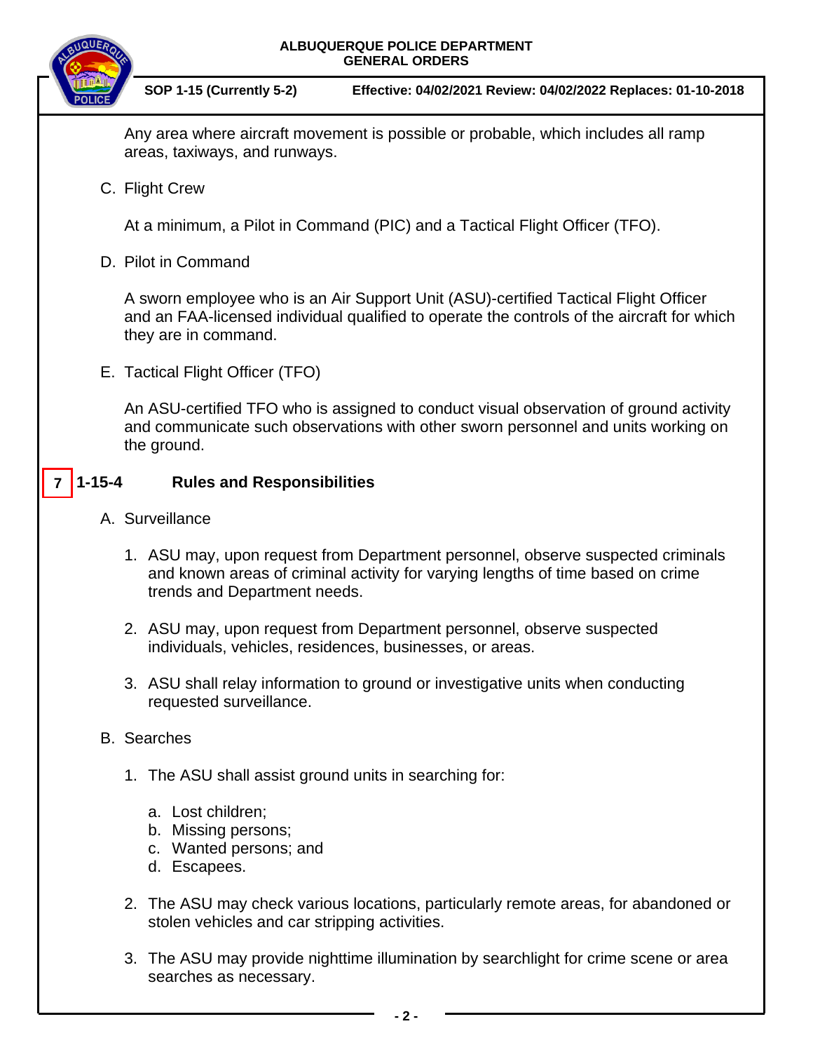Any area where aircraft movement is possible or probable, which includes all ramp areas, taxiways, and runways.

C. Flight Crew

At a minimum, a Pilot in Command (PIC) and a Tactical Flight Officer (TFO).

D. Pilot in Command

A sworn employee who is an Air Support Unit (ASU)-certified Tactical Flight Officer and an FAA-licensed individual qualified to operate the controls of the aircraft for which they are in command.

E. Tactical Flight Officer (TFO)

An ASU-certified TFO who is assigned to conduct visual observation of ground activity and communicate such observations with other sworn personnel and units working on the ground.

## 7 1-15-4 Rules and Responsibilities

A. Surveillance

1. ASU may, upon request from Department personnel, observe suspected criminals and known areas of criminal activity for varying lengths of time based on crime trends and Department needs.

2. ASU may, upon request from Department personnel, observe suspected individuals, vehicles, residences, businesses, or areas.

3. ASU shall relay information to ground or investigative units when conducting requested surveillance.

B. Searches

1. The ASU shall assist ground units in searching for:

   a. Lost children;
   b. Missing persons;
   c. Wanted persons; and
   d. Escapees.

2. The ASU may check various locations, particularly remote areas, for abandoned or stolen vehicles and car stripping activities.

3. The ASU may provide nighttime illumination by searchlight for crime scene or area searches as necessary.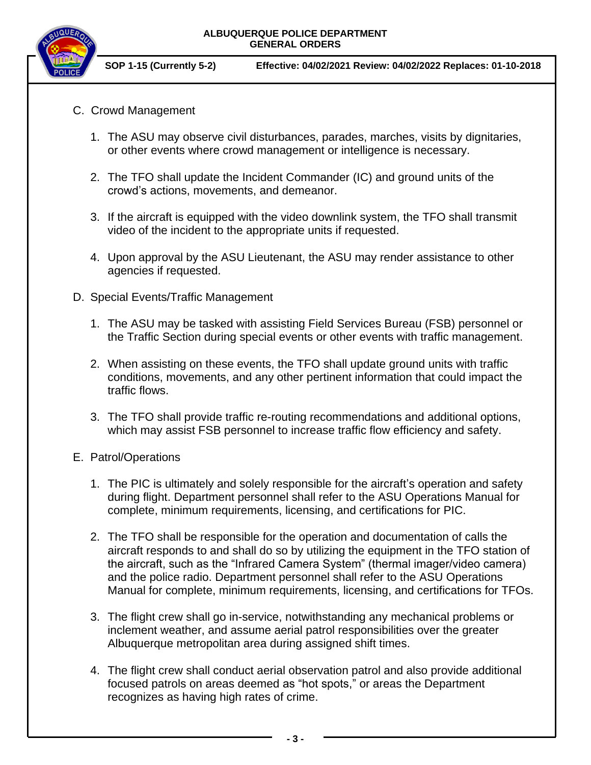C. Crowd Management

1. The ASU may observe civil disturbances, parades, marches, visits by dignitaries, or other events where crowd management or intelligence is necessary.

2. The TFO shall update the Incident Commander (IC) and ground units of the crowd's actions, movements, and demeanor.

3. If the aircraft is equipped with the video downlink system, the TFO shall transmit video of the incident to the appropriate units if requested.

4. Upon approval by the ASU Lieutenant, the ASU may render assistance to other agencies if requested.

D. Special Events/Traffic Management

1. The ASU may be tasked with assisting Field Services Bureau (FSB) personnel or the Traffic Section during special events or other events with traffic management.

2. When assisting on these events, the TFO shall update ground units with traffic conditions, movements, and any other pertinent information that could impact the traffic flows.

3. The TFO shall provide traffic re-routing recommendations and additional options, which may assist FSB personnel to increase traffic flow efficiency and safety.

E. Patrol/Operations

1. The PIC is ultimately and solely responsible for the aircraft's operation and safety during flight. Department personnel shall refer to the ASU Operations Manual for complete, minimum requirements, licensing, and certifications for PIC.

2. The TFO shall be responsible for the operation and documentation of calls the aircraft responds to and shall do so by utilizing the equipment in the TFO station of the aircraft, such as the "Infrared Camera System" (thermal imager/video camera) and the police radio. Department personnel shall refer to the ASU Operations Manual for complete, minimum requirements, licensing, and certifications for TFOs.

3. The flight crew shall go in-service, notwithstanding any mechanical problems or inclement weather, and assume aerial patrol responsibilities over the greater Albuquerque metropolitan area during assigned shift times.

4. The flight crew shall conduct aerial observation patrol and also provide additional focused patrols on areas deemed as "hot spots," or areas the Department recognizes as having high rates of crime.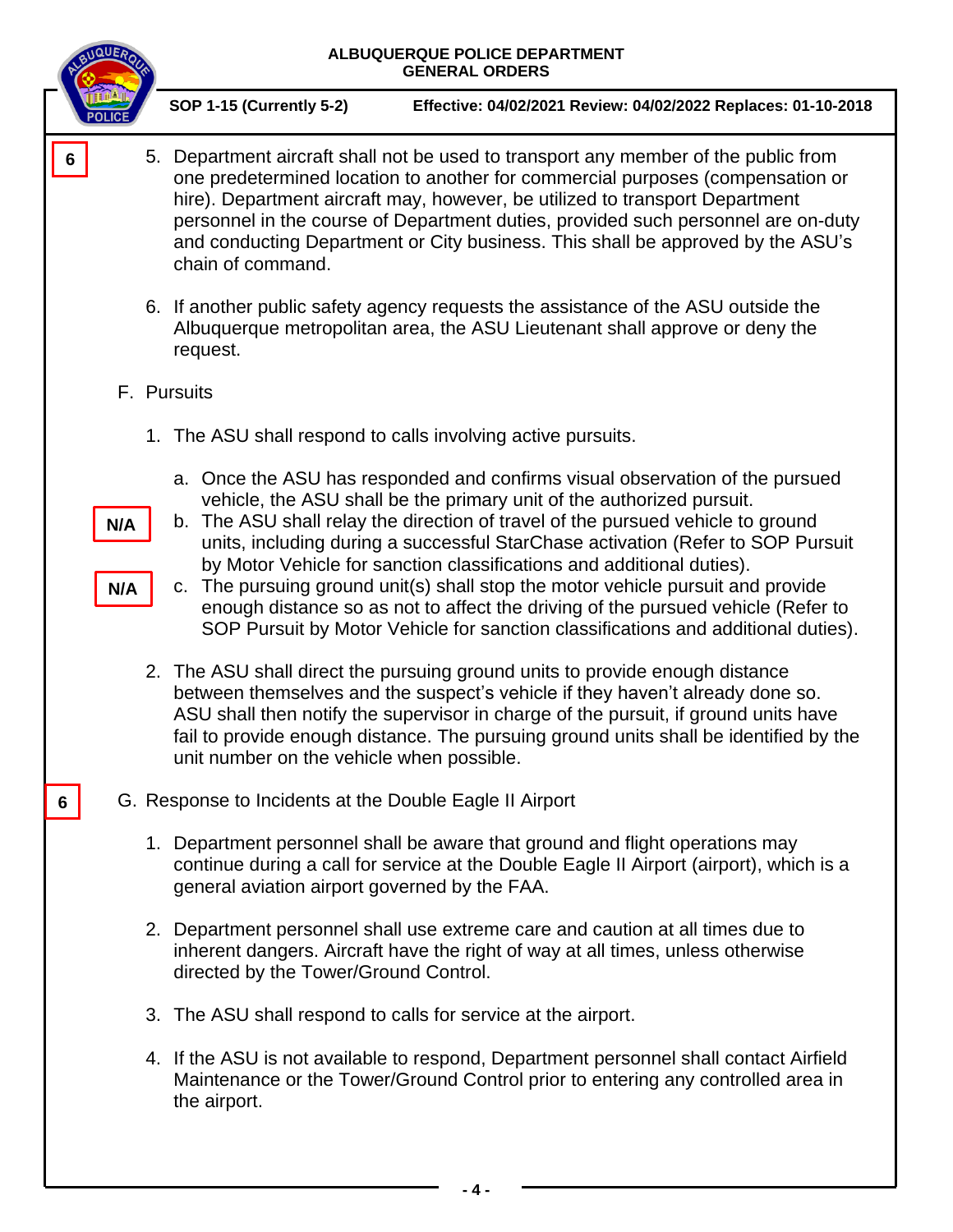6

5. Department aircraft shall not be used to transport any member of the public from one predetermined location to another for commercial purposes (compensation or hire). Department aircraft may, however, be utilized to transport Department personnel in the course of Department duties, provided such personnel are on-duty and conducting Department or City business. This shall be approved by the ASU's chain of command.

6. If another public safety agency requests the assistance of the ASU outside the Albuquerque metropolitan area, the ASU Lieutenant shall approve or deny the request.

F. Pursuits

1. The ASU shall respond to calls involving active pursuits.

   a. Once the ASU has responded and confirms visual observation of the pursued vehicle, the ASU shall be the primary unit of the authorized pursuit.

N/A

   b. The ASU shall relay the direction of travel of the pursued vehicle to ground units, including during a successful StarChase activation (Refer to SOP Pursuit by Motor Vehicle for sanction classifications and additional duties).

N/A

   c. The pursuing ground unit(s) shall stop the motor vehicle pursuit and provide enough distance so as not to affect the driving of the pursued vehicle (Refer to SOP Pursuit by Motor Vehicle for sanction classifications and additional duties).

2. The ASU shall direct the pursuing ground units to provide enough distance between themselves and the suspect's vehicle if they haven't already done so. ASU shall then notify the supervisor in charge of the pursuit, if ground units have fail to provide enough distance. The pursuing ground units shall be identified by the unit number on the vehicle when possible.

6

G. Response to Incidents at the Double Eagle II Airport

1. Department personnel shall be aware that ground and flight operations may continue during a call for service at the Double Eagle II Airport (airport), which is a general aviation airport governed by the FAA.

2. Department personnel shall use extreme care and caution at all times due to inherent dangers. Aircraft have the right of way at all times, unless otherwise directed by the Tower/Ground Control.

3. The ASU shall respond to calls for service at the airport.

4. If the ASU is not available to respond, Department personnel shall contact Airfield Maintenance or the Tower/Ground Control prior to entering any controlled area in the airport.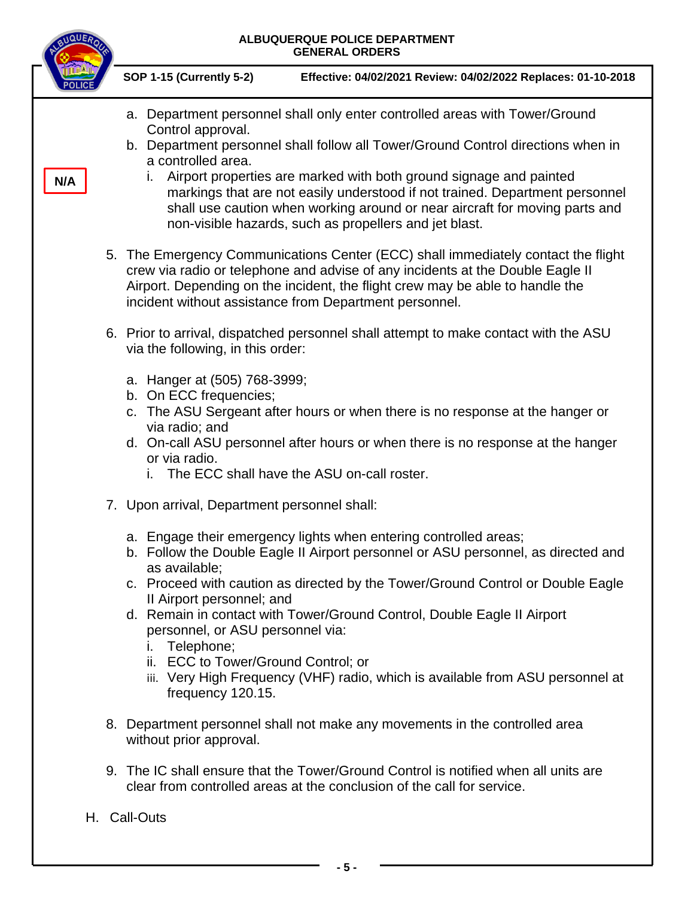N/A

a. Department personnel shall only enter controlled areas with Tower/Ground Control approval.
b. Department personnel shall follow all Tower/Ground Control directions when in a controlled area.
   i. Airport properties are marked with both ground signage and painted markings that are not easily understood if not trained. Department personnel shall use caution when working around or near aircraft for moving parts and non-visible hazards, such as propellers and jet blast.

5. The Emergency Communications Center (ECC) shall immediately contact the flight crew via radio or telephone and advise of any incidents at the Double Eagle II Airport. Depending on the incident, the flight crew may be able to handle the incident without assistance from Department personnel.

6. Prior to arrival, dispatched personnel shall attempt to make contact with the ASU via the following, in this order:

   a. Hanger at (505) 768-3999;
   b. On ECC frequencies;
   c. The ASU Sergeant after hours or when there is no response at the hanger or via radio; and
   d. On-call ASU personnel after hours or when there is no response at the hanger or via radio.
      i. The ECC shall have the ASU on-call roster.

7. Upon arrival, Department personnel shall:

   a. Engage their emergency lights when entering controlled areas;
   b. Follow the Double Eagle II Airport personnel or ASU personnel, as directed and as available;
   c. Proceed with caution as directed by the Tower/Ground Control or Double Eagle II Airport personnel; and
   d. Remain in contact with Tower/Ground Control, Double Eagle II Airport personnel, or ASU personnel via:
      i. Telephone;
      ii. ECC to Tower/Ground Control; or
      iii. Very High Frequency (VHF) radio, which is available from ASU personnel at frequency 120.15.

8. Department personnel shall not make any movements in the controlled area without prior approval.

9. The IC shall ensure that the Tower/Ground Control is notified when all units are clear from controlled areas at the conclusion of the call for service.

H. Call-Outs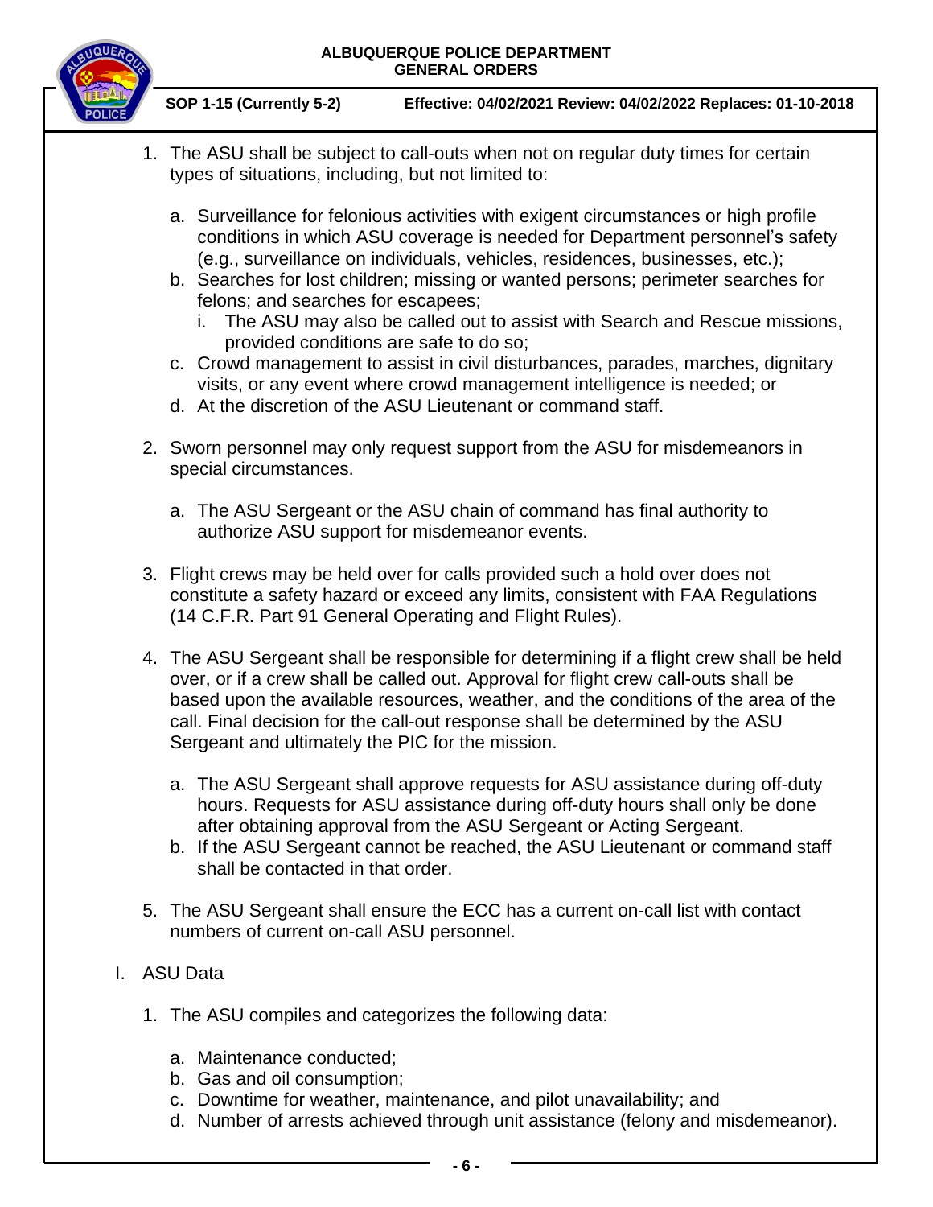1. The ASU shall be subject to call-outs when not on regular duty times for certain types of situations, including, but not limited to:

   a. Surveillance for felonious activities with exigent circumstances or high profile conditions in which ASU coverage is needed for Department personnel's safety (e.g., surveillance on individuals, vehicles, residences, businesses, etc.);
   b. Searches for lost children; missing or wanted persons; perimeter searches for felons; and searches for escapees;
      i. The ASU may also be called out to assist with Search and Rescue missions, provided conditions are safe to do so;
   c. Crowd management to assist in civil disturbances, parades, marches, dignitary visits, or any event where crowd management intelligence is needed; or
   d. At the discretion of the ASU Lieutenant or command staff.

2. Sworn personnel may only request support from the ASU for misdemeanors in special circumstances.

   a. The ASU Sergeant or the ASU chain of command has final authority to authorize ASU support for misdemeanor events.

3. Flight crews may be held over for calls provided such a hold over does not constitute a safety hazard or exceed any limits, consistent with FAA Regulations (14 C.F.R. Part 91 General Operating and Flight Rules).

4. The ASU Sergeant shall be responsible for determining if a flight crew shall be held over, or if a crew shall be called out. Approval for flight crew call-outs shall be based upon the available resources, weather, and the conditions of the area of the call. Final decision for the call-out response shall be determined by the ASU Sergeant and ultimately the PIC for the mission.

   a. The ASU Sergeant shall approve requests for ASU assistance during off-duty hours. Requests for ASU assistance during off-duty hours shall only be done after obtaining approval from the ASU Sergeant or Acting Sergeant.
   b. If the ASU Sergeant cannot be reached, the ASU Lieutenant or command staff shall be contacted in that order.

5. The ASU Sergeant shall ensure the ECC has a current on-call list with contact numbers of current on-call ASU personnel.

I. ASU Data

1. The ASU compiles and categorizes the following data:

   a. Maintenance conducted;
   b. Gas and oil consumption;
   c. Downtime for weather, maintenance, and pilot unavailability; and
   d. Number of arrests achieved through unit assistance (felony and misdemeanor).